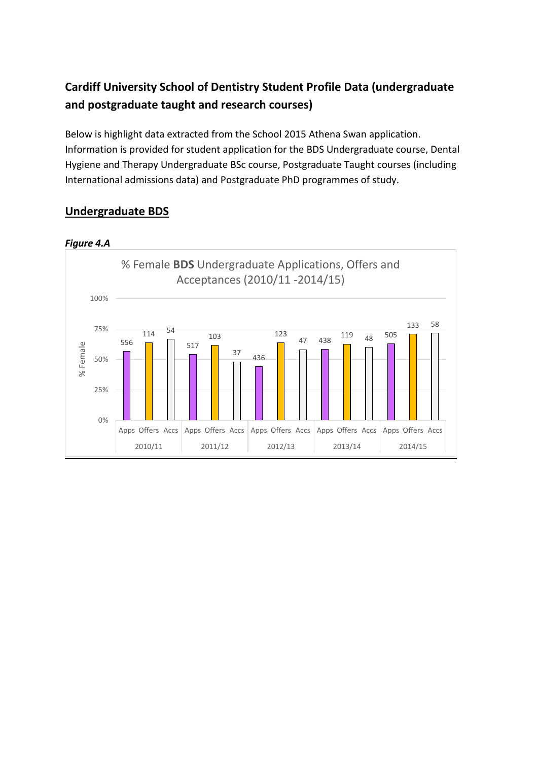## Cardiff University School of Dentistry Student Profile Data (undergraduate and postgraduate taught and research courses)

Below is highlight data extracted from the School 2015 Athena Swan application. Information is provided for student application for the BDS Undergraduate course, Dental Hygiene and Therapy Undergraduate BSc course, Postgraduate Taught courses (including International admissions data) and Postgraduate PhD programmes of study.

## Undergraduate BDS

***Figure 4.A***

% Female **BDS** Undergraduate Applications, Offers and Acceptances (2010/11 -2014/15)

| Year | Apps | Offers | Accs |
|---|---|---|---|
| 2010/11 | 556 | 114 | 54 |
| 2011/12 | 517 | 103 | 37 |
| 2012/13 | 436 | 123 | 47 |
| 2013/14 | 438 | 119 | 48 |
| 2014/15 | 505 | 133 | 58 |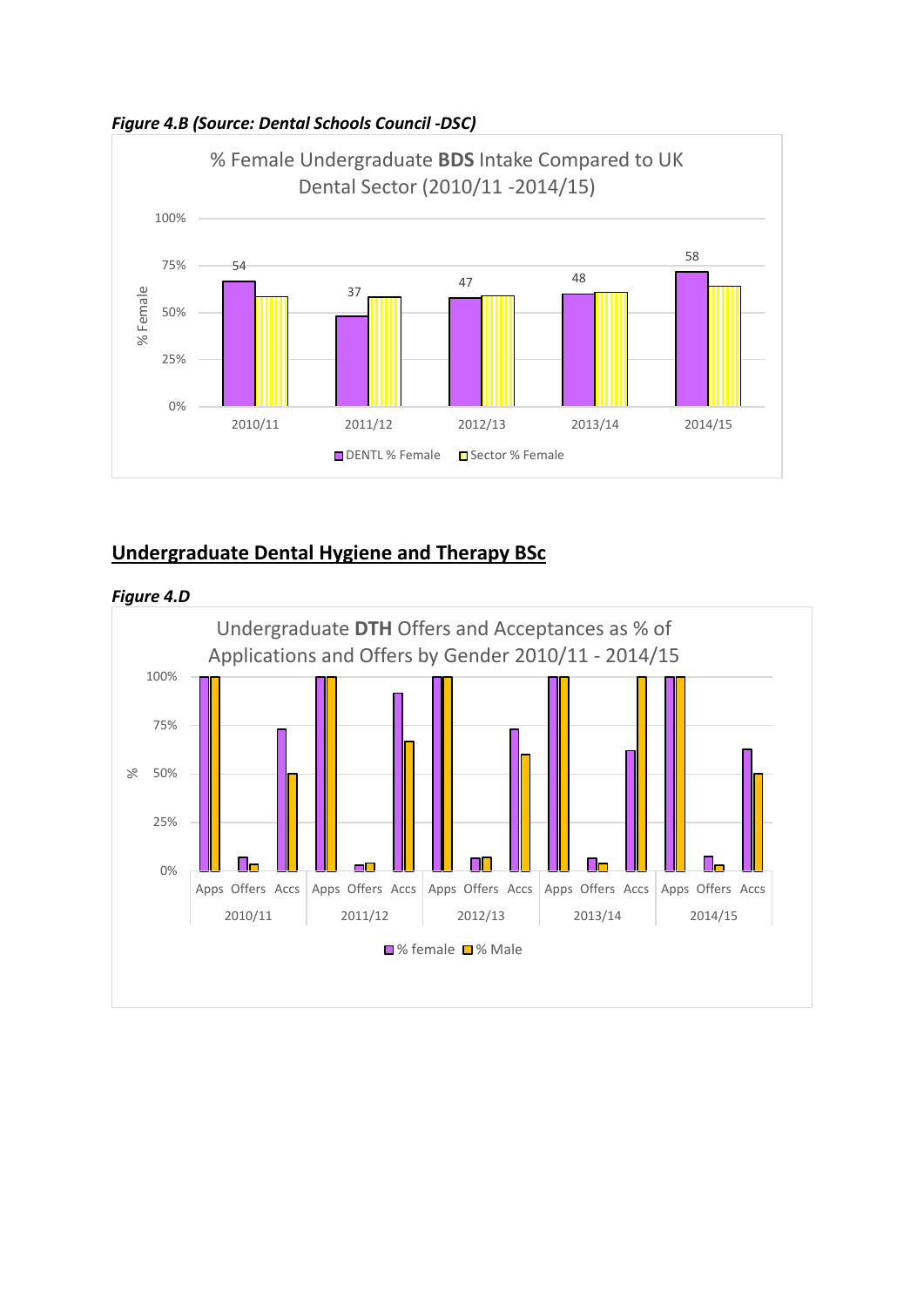*Figure 4.B (Source: Dental Schools Council -DSC)*

% Female Undergraduate **BDS** Intake Compared to UK Dental Sector (2010/11 -2014/15)

| | 2010/11 | 2011/12 | 2012/13 | 2013/14 | 2014/15 |
|---|---|---|---|---|---|
| DENTL % Female | 54 | 37 | 47 | 48 | 58 |

DENTL % Female    Sector % Female

## Undergraduate Dental Hygiene and Therapy BSc

*Figure 4.D*

Undergraduate **DTH** Offers and Acceptances as % of Applications and Offers by Gender 2010/11 - 2014/15

% female    % Male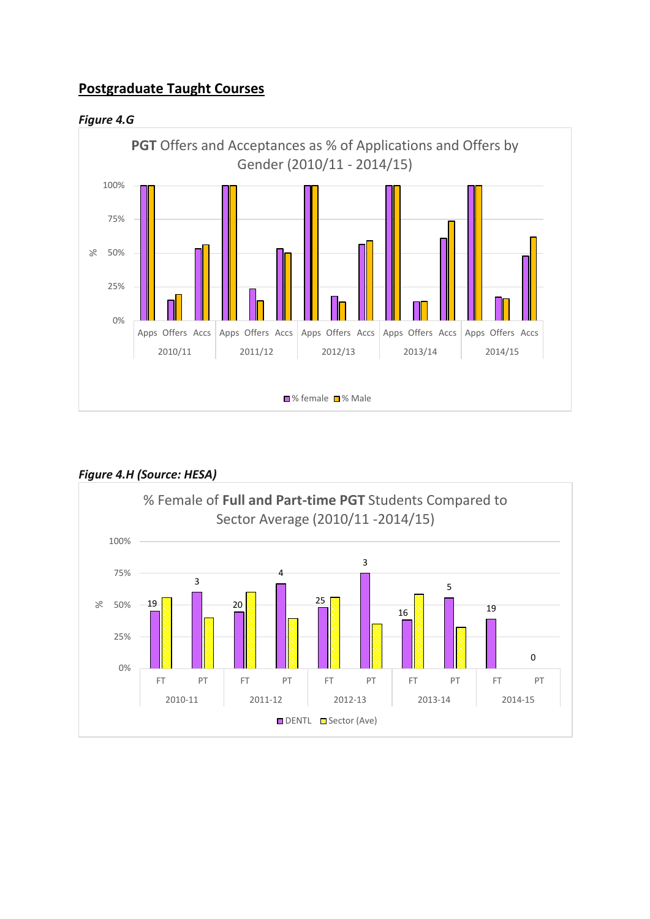## Postgraduate Taught Courses

*Figure 4.G*

**PGT** Offers and Acceptances as % of Applications and Offers by Gender (2010/11 - 2014/15)

*Figure 4.H (Source: HESA)*

% Female of **Full and Part-time PGT** Students Compared to Sector Average (2010/11 -2014/15)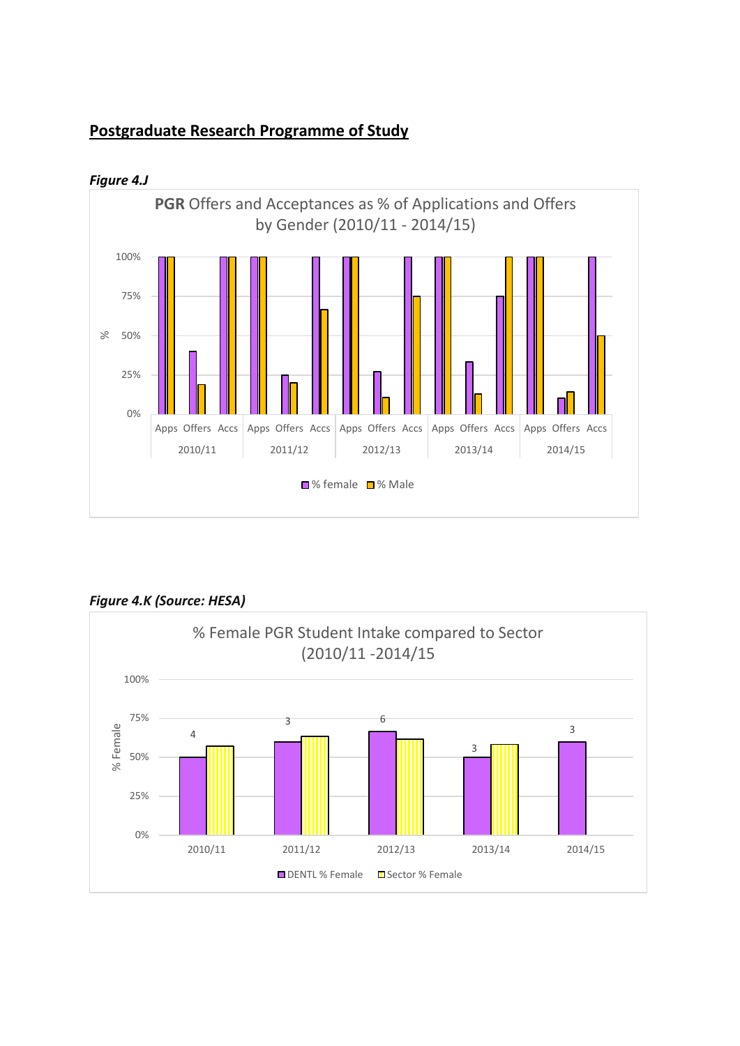## Postgraduate Research Programme of Study

***Figure 4.J***

**PGR** Offers and Acceptances as % of Applications and Offers by Gender (2010/11 - 2014/15)

100%
75%
50%
25%
0%

%

Apps Offers Accs
2010/11
Apps Offers Accs
2011/12
Apps Offers Accs
2012/13
Apps Offers Accs
2013/14
Apps Offers Accs
2014/15

% female
% Male

***Figure 4.K (Source: HESA)***

% Female PGR Student Intake compared to Sector (2010/11 -2014/15)

100%
75%
50%
25%
0%

% Female

4
3
6
3
3

2010/11
2011/12
2012/13
2013/14
2014/15

DENTL % Female
Sector % Female